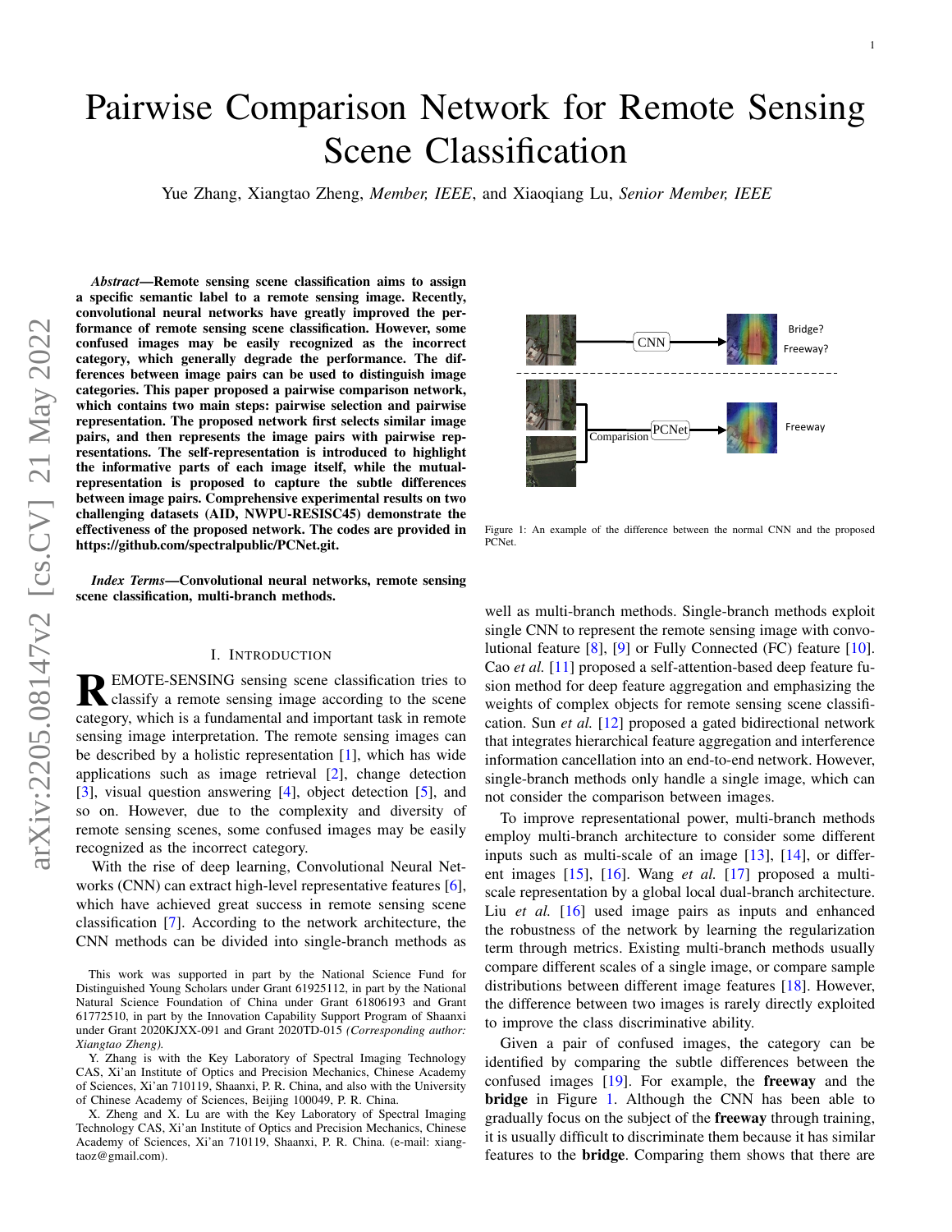# Pairwise Comparison Network for Remote Sensing Scene Classification

Yue Zhang, Xiangtao Zheng, *Member, IEEE*, and Xiaoqiang Lu, *Senior Member, IEEE*

***Abstract*—Remote sensing scene classification aims to assign a specific semantic label to a remote sensing image. Recently, convolutional neural networks have greatly improved the performance of remote sensing scene classification. However, some confused images may be easily recognized as the incorrect category, which generally degrade the performance. The differences between image pairs can be used to distinguish image categories. This paper proposed a pairwise comparison network, which contains two main steps: pairwise selection and pairwise representation. The proposed network first selects similar image pairs, and then represents the image pairs with pairwise representations. The self-representation is introduced to highlight the informative parts of each image itself, while the mutual-representation is proposed to capture the subtle differences between image pairs. Comprehensive experimental results on two challenging datasets (AID, NWPU-RESISC45) demonstrate the effectiveness of the proposed network. The codes are provided in https://github.com/spectralpublic/PCNet.git.**

***Index Terms*—Convolutional neural networks, remote sensing scene classification, multi-branch methods.**

## I. Introduction

REMOTE-SENSING sensing scene classification tries to classify a remote sensing image according to the scene category, which is a fundamental and important task in remote sensing image interpretation. The remote sensing images can be described by a holistic representation [1], which has wide applications such as image retrieval [2], change detection [3], visual question answering [4], object detection [5], and so on. However, due to the complexity and diversity of remote sensing scenes, some confused images may be easily recognized as the incorrect category.

With the rise of deep learning, Convolutional Neural Networks (CNN) can extract high-level representative features [6], which have achieved great success in remote sensing scene classification [7]. According to the network architecture, the CNN methods can be divided into single-branch methods as well as multi-branch methods. Single-branch methods exploit single CNN to represent the remote sensing image with convolutional feature [8], [9] or Fully Connected (FC) feature [10]. Cao *et al.* [11] proposed a self-attention-based deep feature fusion method for deep feature aggregation and emphasizing the weights of complex objects for remote sensing scene classification. Sun *et al.* [12] proposed a gated bidirectional network that integrates hierarchical feature aggregation and interference information cancellation into an end-to-end network. However, single-branch methods only handle a single image, which can not consider the comparison between images.

Figure 1: An example of the difference between the normal CNN and the proposed PCNet.

To improve representational power, multi-branch methods employ multi-branch architecture to consider some different inputs such as multi-scale of an image [13], [14], or different images [15], [16]. Wang *et al.* [17] proposed a multi-scale representation by a global local dual-branch architecture. Liu *et al.* [16] used image pairs as inputs and enhanced the robustness of the network by learning the regularization term through metrics. Existing multi-branch methods usually compare different scales of a single image, or compare sample distributions between different image features [18]. However, the difference between two images is rarely directly exploited to improve the class discriminative ability.

Given a pair of confused images, the category can be identified by comparing the subtle differences between the confused images [19]. For example, the **freeway** and the **bridge** in Figure 1. Although the CNN has been able to gradually focus on the subject of the **freeway** through training, it is usually difficult to discriminate them because it has similar features to the **bridge**. Comparing them shows that there are

This work was supported in part by the National Science Fund for Distinguished Young Scholars under Grant 61925112, in part by the National Natural Science Foundation of China under Grant 61806193 and Grant 61772510, in part by the Innovation Capability Support Program of Shaanxi under Grant 2020KJXX-091 and Grant 2020TD-015 *(Corresponding author: Xiangtao Zheng)*.

Y. Zhang is with the Key Laboratory of Spectral Imaging Technology CAS, Xi'an Institute of Optics and Precision Mechanics, Chinese Academy of Sciences, Xi'an 710119, Shaanxi, P. R. China, and also with the University of Chinese Academy of Sciences, Beijing 100049, P. R. China.

X. Zheng and X. Lu are with the Key Laboratory of Spectral Imaging Technology CAS, Xi'an Institute of Optics and Precision Mechanics, Chinese Academy of Sciences, Xi'an 710119, Shaanxi, P. R. China. (e-mail: xiangtaoz@gmail.com).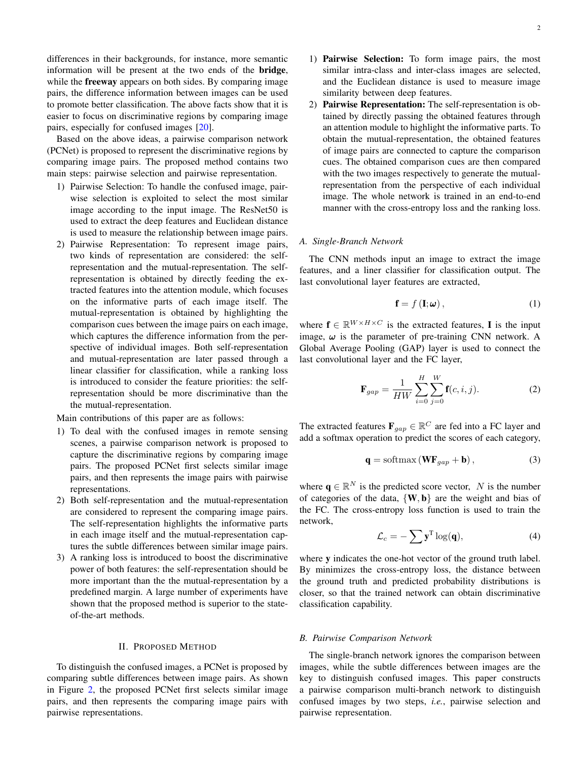differences in their backgrounds, for instance, more semantic information will be present at the two ends of the **bridge**, while the **freeway** appears on both sides. By comparing image pairs, the difference information between images can be used to promote better classification. The above facts show that it is easier to focus on discriminative regions by comparing image pairs, especially for confused images [20].

Based on the above ideas, a pairwise comparison network (PCNet) is proposed to represent the discriminative regions by comparing image pairs. The proposed method contains two main steps: pairwise selection and pairwise representation.

1) Pairwise Selection: To handle the confused image, pairwise selection is exploited to select the most similar image according to the input image. The ResNet50 is used to extract the deep features and Euclidean distance is used to measure the relationship between image pairs.
2) Pairwise Representation: To represent image pairs, two kinds of representation are considered: the self-representation and the mutual-representation. The self-representation is obtained by directly feeding the extracted features into the attention module, which focuses on the informative parts of each image itself. The mutual-representation is obtained by highlighting the comparison cues between the image pairs on each image, which captures the difference information from the perspective of individual images. Both self-representation and mutual-representation are later passed through a linear classifier for classification, while a ranking loss is introduced to consider the feature priorities: the self-representation should be more discriminative than the the mutual-representation.

Main contributions of this paper are as follows:

1) To deal with the confused images in remote sensing scenes, a pairwise comparison network is proposed to capture the discriminative regions by comparing image pairs. The proposed PCNet first selects similar image pairs, and then represents the image pairs with pairwise representations.
2) Both self-representation and the mutual-representation are considered to represent the comparing image pairs. The self-representation highlights the informative parts in each image itself and the mutual-representation captures the subtle differences between similar image pairs.
3) A ranking loss is introduced to boost the discriminative power of both features: the self-representation should be more important than the the mutual-representation by a predefined margin. A large number of experiments have shown that the proposed method is superior to the state-of-the-art methods.

## II. Proposed Method

To distinguish the confused images, a PCNet is proposed by comparing subtle differences between image pairs. As shown in Figure 2, the proposed PCNet first selects similar image pairs, and then represents the comparing image pairs with pairwise representations.

1) **Pairwise Selection:** To form image pairs, the most similar intra-class and inter-class images are selected, and the Euclidean distance is used to measure image similarity between deep features.
2) **Pairwise Representation:** The self-representation is obtained through directly passing the obtained features through an attention module to highlight the informative parts. To obtain the mutual-representation, the obtained features of image pairs are connected to capture the comparison cues. The obtained comparison cues are then compared with the two images respectively to generate the mutual-representation from the perspective of each individual image. The whole network is trained in an end-to-end manner with the cross-entropy loss and the ranking loss.

### A. Single-Branch Network

The CNN methods input an image to extract the image features, and a liner classifier for classification output. The last convolutional layer features are extracted,

$$\mathbf{f} = f\left(\mathbf{I};\boldsymbol{\omega}\right), \tag{1}$$

where $\mathbf{f} \in \mathbb{R}^{W \times H \times C}$ is the extracted features, $\mathbf{I}$ is the input image, $\boldsymbol{\omega}$ is the parameter of pre-training CNN network. A Global Average Pooling (GAP) layer is used to connect the last convolutional layer and the FC layer,

$$\mathbf{F}_{gap} = \frac{1}{HW}\sum_{i=0}^{H}\sum_{j=0}^{W}\mathbf{f}(c,i,j). \tag{2}$$

The extracted features $\mathbf{F}_{gap} \in \mathbb{R}^{C}$ are fed into a FC layer and add a softmax operation to predict the scores of each category,

$$\mathbf{q} = \operatorname{softmax}\left(\mathbf{W}\mathbf{F}_{gap} + \mathbf{b}\right), \tag{3}$$

where $\mathbf{q} \in \mathbb{R}^{N}$ is the predicted score vector, $N$ is the number of categories of the data, $\{\mathbf{W}, \mathbf{b}\}$ are the weight and bias of the FC. The cross-entropy loss function is used to train the network,

$$\mathcal{L}_c = -\sum \mathbf{y}^{\mathrm{T}}\log(\mathbf{q}), \tag{4}$$

where $\mathbf{y}$ indicates the one-hot vector of the ground truth label. By minimizes the cross-entropy loss, the distance between the ground truth and predicted probability distributions is closer, so that the trained network can obtain discriminative classification capability.

### B. Pairwise Comparison Network

The single-branch network ignores the comparison between images, while the subtle differences between images are the key to distinguish confused images. This paper constructs a pairwise comparison multi-branch network to distinguish confused images by two steps, *i.e.*, pairwise selection and pairwise representation.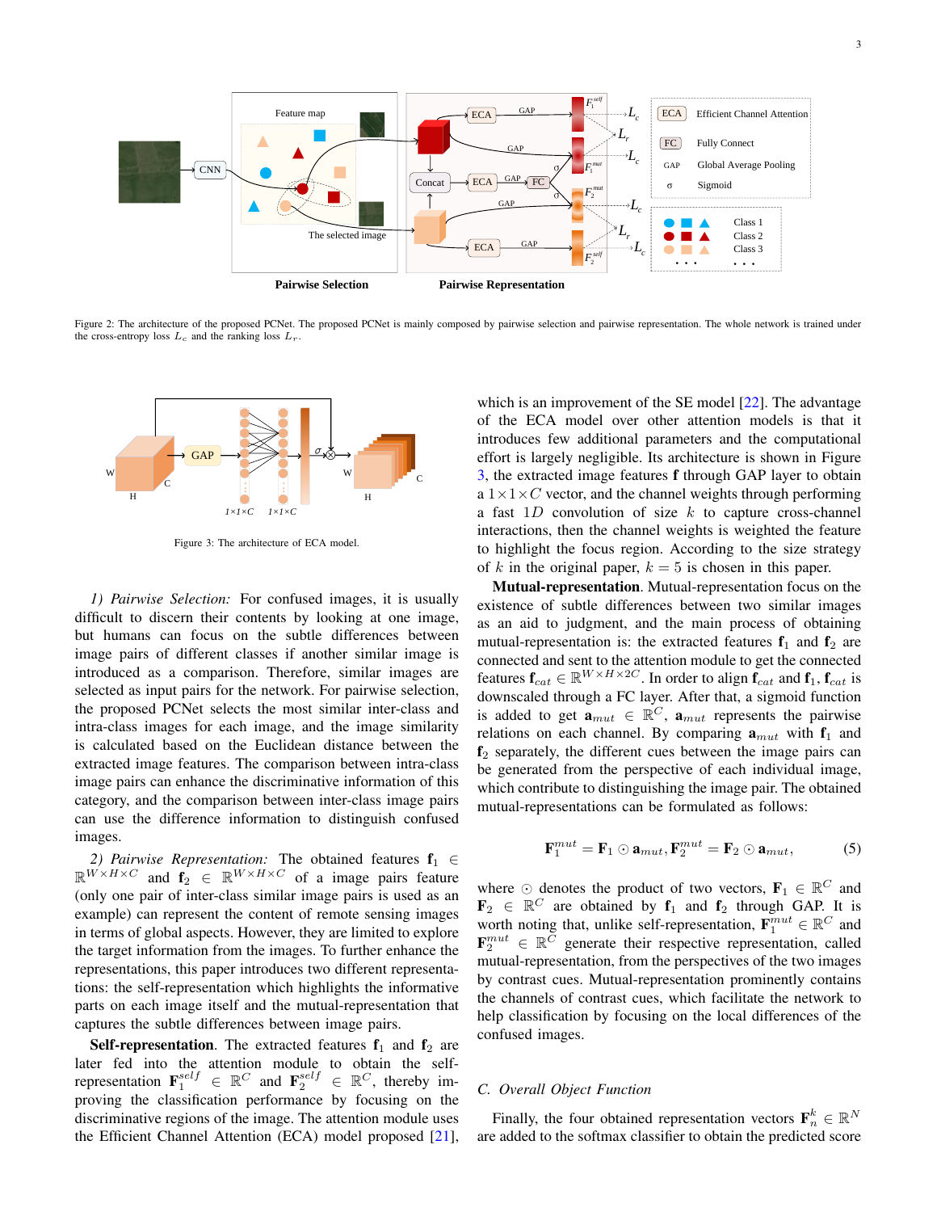Figure 2: The architecture of the proposed PCNet. The proposed PCNet is mainly composed by pairwise selection and pairwise representation. The whole network is trained under the cross-entropy loss $L_c$ and the ranking loss $L_r$.

Figure 3: The architecture of ECA model.

*1) Pairwise Selection:* For confused images, it is usually difficult to discern their contents by looking at one image, but humans can focus on the subtle differences between image pairs of different classes if another similar image is introduced as a comparison. Therefore, similar images are selected as input pairs for the network. For pairwise selection, the proposed PCNet selects the most similar inter-class and intra-class images for each image, and the image similarity is calculated based on the Euclidean distance between the extracted image features. The comparison between intra-class image pairs can enhance the discriminative information of this category, and the comparison between inter-class image pairs can use the difference information to distinguish confused images.

*2) Pairwise Representation:* The obtained features $\mathbf{f}_1 \in \mathbb{R}^{W\times H\times C}$ and $\mathbf{f}_2 \in \mathbb{R}^{W\times H\times C}$ of a image pairs feature (only one pair of inter-class similar image pairs is used as an example) can represent the content of remote sensing images in terms of global aspects. However, they are limited to explore the target information from the images. To further enhance the representations, this paper introduces two different representations: the self-representation which highlights the informative parts on each image itself and the mutual-representation that captures the subtle differences between image pairs.

**Self-representation**. The extracted features $\mathbf{f}_1$ and $\mathbf{f}_2$ are later fed into the attention module to obtain the self-representation $\mathbf{F}_1^{self} \in \mathbb{R}^C$ and $\mathbf{F}_2^{self} \in \mathbb{R}^C$, thereby improving the classification performance by focusing on the discriminative regions of the image. The attention module uses the Efficient Channel Attention (ECA) model proposed [21], which is an improvement of the SE model [22]. The advantage of the ECA model over other attention models is that it introduces few additional parameters and the computational effort is largely negligible. Its architecture is shown in Figure 3, the extracted image features $\mathbf{f}$ through GAP layer to obtain a $1\times1\times C$ vector, and the channel weights through performing a fast $1D$ convolution of size $k$ to capture cross-channel interactions, then the channel weights is weighted the feature to highlight the focus region. According to the size strategy of $k$ in the original paper, $k = 5$ is chosen in this paper.

**Mutual-representation**. Mutual-representation focus on the existence of subtle differences between two similar images as an aid to judgment, and the main process of obtaining mutual-representation is: the extracted features $\mathbf{f}_1$ and $\mathbf{f}_2$ are connected and sent to the attention module to get the connected features $\mathbf{f}_{cat} \in \mathbb{R}^{W\times H\times 2C}$. In order to align $\mathbf{f}_{cat}$ and $\mathbf{f}_1$, $\mathbf{f}_{cat}$ is downscaled through a FC layer. After that, a sigmoid function is added to get $\mathbf{a}_{mut} \in \mathbb{R}^C$, $\mathbf{a}_{mut}$ represents the pairwise relations on each channel. By comparing $\mathbf{a}_{mut}$ with $\mathbf{f}_1$ and $\mathbf{f}_2$ separately, the different cues between the image pairs can be generated from the perspective of each individual image, which contribute to distinguishing the image pair. The obtained mutual-representations can be formulated as follows:

$$\mathbf{F}_1^{mut} = \mathbf{F}_1 \odot \mathbf{a}_{mut}, \mathbf{F}_2^{mut} = \mathbf{F}_2 \odot \mathbf{a}_{mut}, \tag{5}$$

where $\odot$ denotes the product of two vectors, $\mathbf{F}_1 \in \mathbb{R}^C$ and $\mathbf{F}_2 \in \mathbb{R}^C$ are obtained by $\mathbf{f}_1$ and $\mathbf{f}_2$ through GAP. It is worth noting that, unlike self-representation, $\mathbf{F}_1^{mut} \in \mathbb{R}^C$ and $\mathbf{F}_2^{mut} \in \mathbb{R}^C$ generate their respective representation, called mutual-representation, from the perspectives of the two images by contrast cues. Mutual-representation prominently contains the channels of contrast cues, which facilitate the network to help classification by focusing on the local differences of the confused images.

## C. Overall Object Function

Finally, the four obtained representation vectors $\mathbf{F}_n^k \in \mathbb{R}^N$ are added to the softmax classifier to obtain the predicted score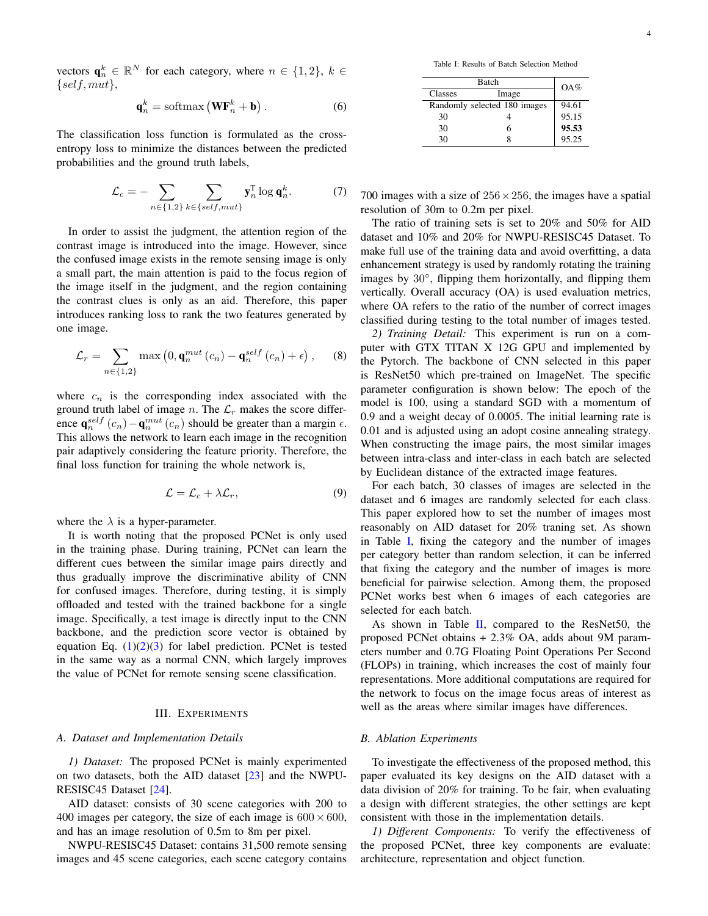vectors $\mathbf{q}_n^k \in \mathbb{R}^N$ for each category, where $n \in \{1, 2\}$, $k \in \{self, mut\}$,

$$\mathbf{q}_n^k = \mathrm{softmax}\left(\mathbf{W}\mathbf{F}_n^k + \mathbf{b}\right). \tag{6}$$

The classification loss function is formulated as the cross-entropy loss to minimize the distances between the predicted probabilities and the ground truth labels,

$$\mathcal{L}_c = -\sum_{n\in\{1,2\}} \sum_{k\in\{self,mut\}} \mathbf{y}_n^{\mathrm{T}} \log \mathbf{q}_n^k. \tag{7}$$

In order to assist the judgment, the attention region of the contrast image is introduced into the image. However, since the confused image exists in the remote sensing image is only a small part, the main attention is paid to the focus region of the image itself in the judgment, and the region containing the contrast clues is only as an aid. Therefore, this paper introduces ranking loss to rank the two features generated by one image.

$$\mathcal{L}_r = \sum_{n\in\{1,2\}} \max\left(0, \mathbf{q}_n^{mut}(c_n) - \mathbf{q}_n^{self}(c_n) + \epsilon\right), \tag{8}$$

where $c_n$ is the corresponding index associated with the ground truth label of image $n$. The $\mathcal{L}_r$ makes the score difference $\mathbf{q}_n^{self}(c_n) - \mathbf{q}_n^{mut}(c_n)$ should be greater than a margin $\epsilon$. This allows the network to learn each image in the recognition pair adaptively considering the feature priority. Therefore, the final loss function for training the whole network is,

$$\mathcal{L} = \mathcal{L}_c + \lambda\mathcal{L}_r, \tag{9}$$

where the $\lambda$ is a hyper-parameter.

It is worth noting that the proposed PCNet is only used in the training phase. During training, PCNet can learn the different cues between the similar image pairs directly and thus gradually improve the discriminative ability of CNN for confused images. Therefore, during testing, it is simply offloaded and tested with the trained backbone for a single image. Specifically, a test image is directly input to the CNN backbone, and the prediction score vector is obtained by equation Eq. (1)(2)(3) for label prediction. PCNet is tested in the same way as a normal CNN, which largely improves the value of PCNet for remote sensing scene classification.

## III. Experiments

### A. Dataset and Implementation Details

*1) Dataset:* The proposed PCNet is mainly experimented on two datasets, both the AID dataset [23] and the NWPU-RESISC45 Dataset [24].

AID dataset: consists of 30 scene categories with 200 to 400 images per category, the size of each image is $600 \times 600$, and has an image resolution of 0.5m to 8m per pixel.

NWPU-RESISC45 Dataset: contains 31,500 remote sensing images and 45 scene categories, each scene category contains 700 images with a size of $256 \times 256$, the images have a spatial resolution of 30m to 0.2m per pixel.

Table I: Results of Batch Selection Method

| Batch | | OA% |
|---|---|---|
| Classes | Image | |
| Randomly selected 180 images | | 94.61 |
| 30 | 4 | 95.15 |
| 30 | 6 | **95.53** |
| 30 | 8 | 95.25 |

The ratio of training sets is set to 20% and 50% for AID dataset and 10% and 20% for NWPU-RESISC45 Dataset. To make full use of the training data and avoid overfitting, a data enhancement strategy is used by randomly rotating the training images by 30°, flipping them horizontally, and flipping them vertically. Overall accuracy (OA) is used evaluation metrics, where OA refers to the ratio of the number of correct images classified during testing to the total number of images tested.

*2) Training Detail:* This experiment is run on a computer with GTX TITAN X 12G GPU and implemented by the Pytorch. The backbone of CNN selected in this paper is ResNet50 which pre-trained on ImageNet. The specific parameter configuration is shown below: The epoch of the model is 100, using a standard SGD with a momentum of 0.9 and a weight decay of 0.0005. The initial learning rate is 0.01 and is adjusted using an adopt cosine annealing strategy. When constructing the image pairs, the most similar images between intra-class and inter-class in each batch are selected by Euclidean distance of the extracted image features.

For each batch, 30 classes of images are selected in the dataset and 6 images are randomly selected for each class. This paper explored how to set the number of images most reasonably on AID dataset for 20% traning set. As shown in Table I, fixing the category and the number of images per category better than random selection, it can be inferred that fixing the category and the number of images is more beneficial for pairwise selection. Among them, the proposed PCNet works best when 6 images of each categories are selected for each batch.

As shown in Table II, compared to the ResNet50, the proposed PCNet obtains + 2.3% OA, adds about 9M parameters number and 0.7G Floating Point Operations Per Second (FLOPs) in training, which increases the cost of mainly four representations. More additional computations are required for the network to focus on the image focus areas of interest as well as the areas where similar images have differences.

### B. Ablation Experiments

To investigate the effectiveness of the proposed method, this paper evaluated its key designs on the AID dataset with a data division of 20% for training. To be fair, when evaluating a design with different strategies, the other settings are kept consistent with those in the implementation details.

*1) Different Components:* To verify the effectiveness of the proposed PCNet, three key components are evaluate: architecture, representation and object function.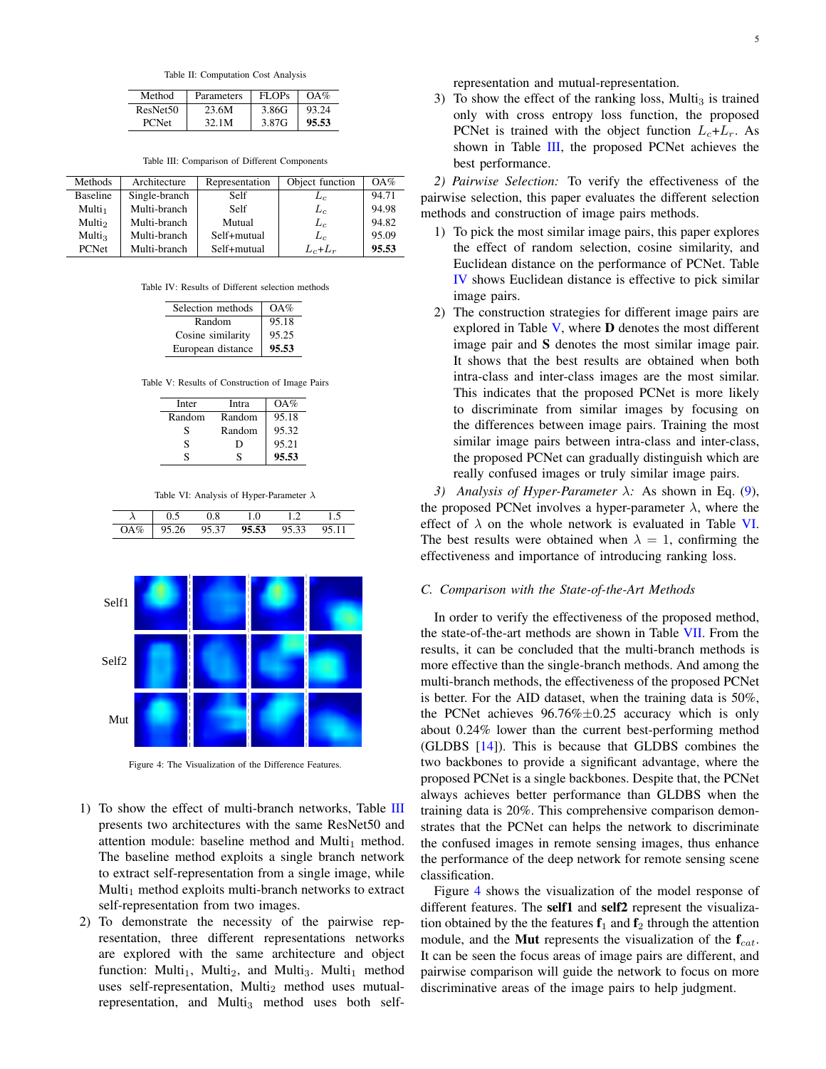Table II: Computation Cost Analysis

| Method | Parameters | FLOPs | OA% |
|---|---|---|---|
| ResNet50 | 23.6M | 3.86G | 93.24 |
| PCNet | 32.1M | 3.87G | **95.53** |

Table III: Comparison of Different Components

| Methods | Architecture | Representation | Object function | OA% |
|---|---|---|---|---|
| Baseline | Single-branch | Self | $L_c$ | 94.71 |
| $\text{Multi}_1$ | Multi-branch | Self | $L_c$ | 94.98 |
| $\text{Multi}_2$ | Multi-branch | Mutual | $L_c$ | 94.82 |
| $\text{Multi}_3$ | Multi-branch | Self+mutual | $L_c$ | 95.09 |
| PCNet | Multi-branch | Self+mutual | $L_c$+$L_r$ | **95.53** |

Table IV: Results of Different selection methods

| Selection methods | OA% |
|---|---|
| Random | 95.18 |
| Cosine similarity | 95.25 |
| European distance | **95.53** |

Table V: Results of Construction of Image Pairs

| Inter | Intra | OA% |
|---|---|---|
| Random | Random | 95.18 |
| S | Random | 95.32 |
| S | D | 95.21 |
| S | S | **95.53** |

Table VI: Analysis of Hyper-Parameter $\lambda$

| $\lambda$ | 0.5 | 0.8 | 1.0 | 1.2 | 1.5 |
|---|---|---|---|---|---|
| OA% | 95.26 | 95.37 | **95.53** | 95.33 | 95.11 |

Figure 4: The Visualization of the Difference Features.

1) To show the effect of multi-branch networks, Table III presents two architectures with the same ResNet50 and attention module: baseline method and $\text{Multi}_1$ method. The baseline method exploits a single branch network to extract self-representation from a single image, while $\text{Multi}_1$ method exploits multi-branch networks to extract self-representation from two images.
2) To demonstrate the necessity of the pairwise representation, three different representations networks are explored with the same architecture and object function: $\text{Multi}_1$, $\text{Multi}_2$, and $\text{Multi}_3$. $\text{Multi}_1$ method uses self-representation, $\text{Multi}_2$ method uses mutual-representation, and $\text{Multi}_3$ method uses both self-representation and mutual-representation.
3) To show the effect of the ranking loss, $\text{Multi}_3$ is trained only with cross entropy loss function, the proposed PCNet is trained with the object function $L_c$+$L_r$. As shown in Table III, the proposed PCNet achieves the best performance.

*2) Pairwise Selection:* To verify the effectiveness of the pairwise selection, this paper evaluates the different selection methods and construction of image pairs methods.

1) To pick the most similar image pairs, this paper explores the effect of random selection, cosine similarity, and Euclidean distance on the performance of PCNet. Table IV shows Euclidean distance is effective to pick similar image pairs.
2) The construction strategies for different image pairs are explored in Table V, where **D** denotes the most different image pair and **S** denotes the most similar image pair. It shows that the best results are obtained when both intra-class and inter-class images are the most similar. This indicates that the proposed PCNet is more likely to discriminate from similar images by focusing on the differences between image pairs. Training the most similar image pairs between intra-class and inter-class, the proposed PCNet can gradually distinguish which are really confused images or truly similar image pairs.

*3) Analysis of Hyper-Parameter $\lambda$:* As shown in Eq. (9), the proposed PCNet involves a hyper-parameter $\lambda$, where the effect of $\lambda$ on the whole network is evaluated in Table VI. The best results were obtained when $\lambda = 1$, confirming the effectiveness and importance of introducing ranking loss.

### C. Comparison with the State-of-the-Art Methods

In order to verify the effectiveness of the proposed method, the state-of-the-art methods are shown in Table VII. From the results, it can be concluded that the multi-branch methods is more effective than the single-branch methods. And among the multi-branch methods, the effectiveness of the proposed PCNet is better. For the AID dataset, when the training data is 50%, the PCNet achieves 96.76%$\pm$0.25 accuracy which is only about 0.24% lower than the current best-performing method (GLDBS [14]). This is because that GLDBS combines the two backbones to provide a significant advantage, where the proposed PCNet is a single backbones. Despite that, the PCNet always achieves better performance than GLDBS when the training data is 20%. This comprehensive comparison demonstrates that the PCNet can helps the network to discriminate the confused images in remote sensing images, thus enhance the performance of the deep network for remote sensing scene classification.

Figure 4 shows the visualization of the model response of different features. The **self1** and **self2** represent the visualization obtained by the the features $\mathbf{f}_1$ and $\mathbf{f}_2$ through the attention module, and the **Mut** represents the visualization of the $\mathbf{f}_{cat}$. It can be seen the focus areas of image pairs are different, and pairwise comparison will guide the network to focus on more discriminative areas of the image pairs to help judgment.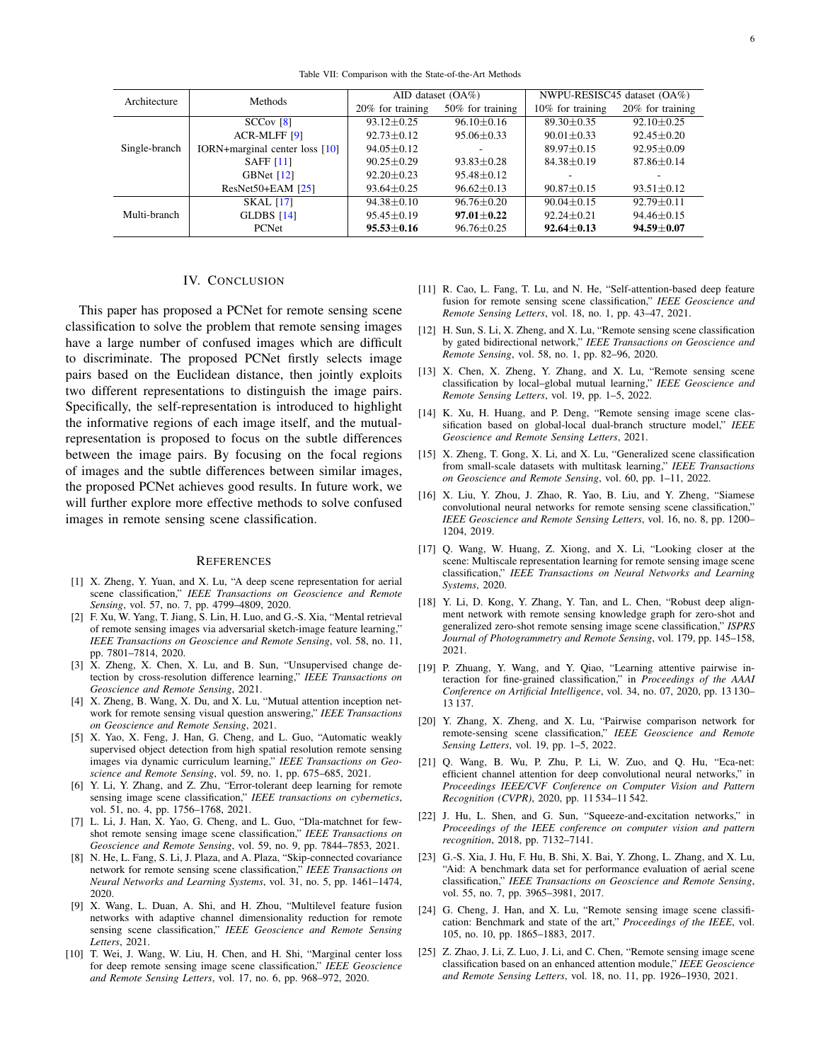Table VII: Comparison with the State-of-the-Art Methods

| Architecture | Methods | AID dataset (OA%) | | NWPU-RESISC45 dataset (OA%) | |
|---|---|---|---|---|---|
| | | 20% for training | 50% for training | 10% for training | 20% for training |
| Single-branch | SCCov [8] | 93.12±0.25 | 96.10±0.16 | 89.30±0.35 | 92.10±0.25 |
| | ACR-MLFF [9] | 92.73±0.12 | 95.06±0.33 | 90.01±0.33 | 92.45±0.20 |
| | IORN+marginal center loss [10] | 94.05±0.12 | - | 89.97±0.15 | 92.95±0.09 |
| | SAFF [11] | 90.25±0.29 | 93.83±0.28 | 84.38±0.19 | 87.86±0.14 |
| | GBNet [12] | 92.20±0.23 | 95.48±0.12 | - | - |
| | ResNet50+EAM [25] | 93.64±0.25 | 96.62±0.13 | 90.87±0.15 | 93.51±0.12 |
| Multi-branch | SKAL [17] | 94.38±0.10 | 96.76±0.20 | 90.04±0.15 | 92.79±0.11 |
| | GLDBS [14] | 95.45±0.19 | **97.01±0.22** | 92.24±0.21 | 94.46±0.15 |
| | PCNet | **95.53±0.16** | 96.76±0.25 | **92.64±0.13** | **94.59±0.07** |

## IV. Conclusion

This paper has proposed a PCNet for remote sensing scene classification to solve the problem that remote sensing images have a large number of confused images which are difficult to discriminate. The proposed PCNet firstly selects image pairs based on the Euclidean distance, then jointly exploits two different representations to distinguish the image pairs. Specifically, the self-representation is introduced to highlight the informative regions of each image itself, and the mutual-representation is proposed to focus on the subtle differences between the image pairs. By focusing on the focal regions of images and the subtle differences between similar images, the proposed PCNet achieves good results. In future work, we will further explore more effective methods to solve confused images in remote sensing scene classification.

## References

[1] X. Zheng, Y. Yuan, and X. Lu, "A deep scene representation for aerial scene classification," *IEEE Transactions on Geoscience and Remote Sensing*, vol. 57, no. 7, pp. 4799–4809, 2020.

[2] F. Xu, W. Yang, T. Jiang, S. Lin, H. Luo, and G.-S. Xia, "Mental retrieval of remote sensing images via adversarial sketch-image feature learning," *IEEE Transactions on Geoscience and Remote Sensing*, vol. 58, no. 11, pp. 7801–7814, 2020.

[3] X. Zheng, X. Chen, X. Lu, and B. Sun, "Unsupervised change detection by cross-resolution difference learning," *IEEE Transactions on Geoscience and Remote Sensing*, 2021.

[4] X. Zheng, B. Wang, X. Du, and X. Lu, "Mutual attention inception network for remote sensing visual question answering," *IEEE Transactions on Geoscience and Remote Sensing*, 2021.

[5] X. Yao, X. Feng, J. Han, G. Cheng, and L. Guo, "Automatic weakly supervised object detection from high spatial resolution remote sensing images via dynamic curriculum learning," *IEEE Transactions on Geoscience and Remote Sensing*, vol. 59, no. 1, pp. 675–685, 2021.

[6] Y. Li, Y. Zhang, and Z. Zhu, "Error-tolerant deep learning for remote sensing image scene classification," *IEEE transactions on cybernetics*, vol. 51, no. 4, pp. 1756–1768, 2021.

[7] L. Li, J. Han, X. Yao, G. Cheng, and L. Guo, "Dla-matchnet for few-shot remote sensing image scene classification," *IEEE Transactions on Geoscience and Remote Sensing*, vol. 59, no. 9, pp. 7844–7853, 2021.

[8] N. He, L. Fang, S. Li, J. Plaza, and A. Plaza, "Skip-connected covariance network for remote sensing scene classification," *IEEE Transactions on Neural Networks and Learning Systems*, vol. 31, no. 5, pp. 1461–1474, 2020.

[9] X. Wang, L. Duan, A. Shi, and H. Zhou, "Multilevel feature fusion networks with adaptive channel dimensionality reduction for remote sensing scene classification," *IEEE Geoscience and Remote Sensing Letters*, 2021.

[10] T. Wei, J. Wang, W. Liu, H. Chen, and H. Shi, "Marginal center loss for deep remote sensing image scene classification," *IEEE Geoscience and Remote Sensing Letters*, vol. 17, no. 6, pp. 968–972, 2020.

[11] R. Cao, L. Fang, T. Lu, and N. He, "Self-attention-based deep feature fusion for remote sensing scene classification," *IEEE Geoscience and Remote Sensing Letters*, vol. 18, no. 1, pp. 43–47, 2021.

[12] H. Sun, S. Li, X. Zheng, and X. Lu, "Remote sensing scene classification by gated bidirectional network," *IEEE Transactions on Geoscience and Remote Sensing*, vol. 58, no. 1, pp. 82–96, 2020.

[13] X. Chen, X. Zheng, Y. Zhang, and X. Lu, "Remote sensing scene classification by local–global mutual learning," *IEEE Geoscience and Remote Sensing Letters*, vol. 19, pp. 1–5, 2022.

[14] K. Xu, H. Huang, and P. Deng, "Remote sensing image scene classification based on global-local dual-branch structure model," *IEEE Geoscience and Remote Sensing Letters*, 2021.

[15] X. Zheng, T. Gong, X. Li, and X. Lu, "Generalized scene classification from small-scale datasets with multitask learning," *IEEE Transactions on Geoscience and Remote Sensing*, vol. 60, pp. 1–11, 2022.

[16] X. Liu, Y. Zhou, J. Zhao, R. Yao, B. Liu, and Y. Zheng, "Siamese convolutional neural networks for remote sensing scene classification," *IEEE Geoscience and Remote Sensing Letters*, vol. 16, no. 8, pp. 1200–1204, 2019.

[17] Q. Wang, W. Huang, Z. Xiong, and X. Li, "Looking closer at the scene: Multiscale representation learning for remote sensing image scene classification," *IEEE Transactions on Neural Networks and Learning Systems*, 2020.

[18] Y. Li, D. Kong, Y. Zhang, Y. Tan, and L. Chen, "Robust deep alignment network with remote sensing knowledge graph for zero-shot and generalized zero-shot remote sensing image scene classification," *ISPRS Journal of Photogrammetry and Remote Sensing*, vol. 179, pp. 145–158, 2021.

[19] P. Zhuang, Y. Wang, and Y. Qiao, "Learning attentive pairwise interaction for fine-grained classification," in *Proceedings of the AAAI Conference on Artificial Intelligence*, vol. 34, no. 07, 2020, pp. 13 130–13 137.

[20] Y. Zhang, X. Zheng, and X. Lu, "Pairwise comparison network for remote-sensing scene classification," *IEEE Geoscience and Remote Sensing Letters*, vol. 19, pp. 1–5, 2022.

[21] Q. Wang, B. Wu, P. Zhu, P. Li, W. Zuo, and Q. Hu, "Eca-net: efficient channel attention for deep convolutional neural networks," in *Proceedings IEEE/CVF Conference on Computer Vision and Pattern Recognition (CVPR)*, 2020, pp. 11 534–11 542.

[22] J. Hu, L. Shen, and G. Sun, "Squeeze-and-excitation networks," in *Proceedings of the IEEE conference on computer vision and pattern recognition*, 2018, pp. 7132–7141.

[23] G.-S. Xia, J. Hu, F. Hu, B. Shi, X. Bai, Y. Zhong, L. Zhang, and X. Lu, "Aid: A benchmark data set for performance evaluation of aerial scene classification," *IEEE Transactions on Geoscience and Remote Sensing*, vol. 55, no. 7, pp. 3965–3981, 2017.

[24] G. Cheng, J. Han, and X. Lu, "Remote sensing image scene classification: Benchmark and state of the art," *Proceedings of the IEEE*, vol. 105, no. 10, pp. 1865–1883, 2017.

[25] Z. Zhao, J. Li, Z. Luo, J. Li, and C. Chen, "Remote sensing image scene classification based on an enhanced attention module," *IEEE Geoscience and Remote Sensing Letters*, vol. 18, no. 11, pp. 1926–1930, 2021.